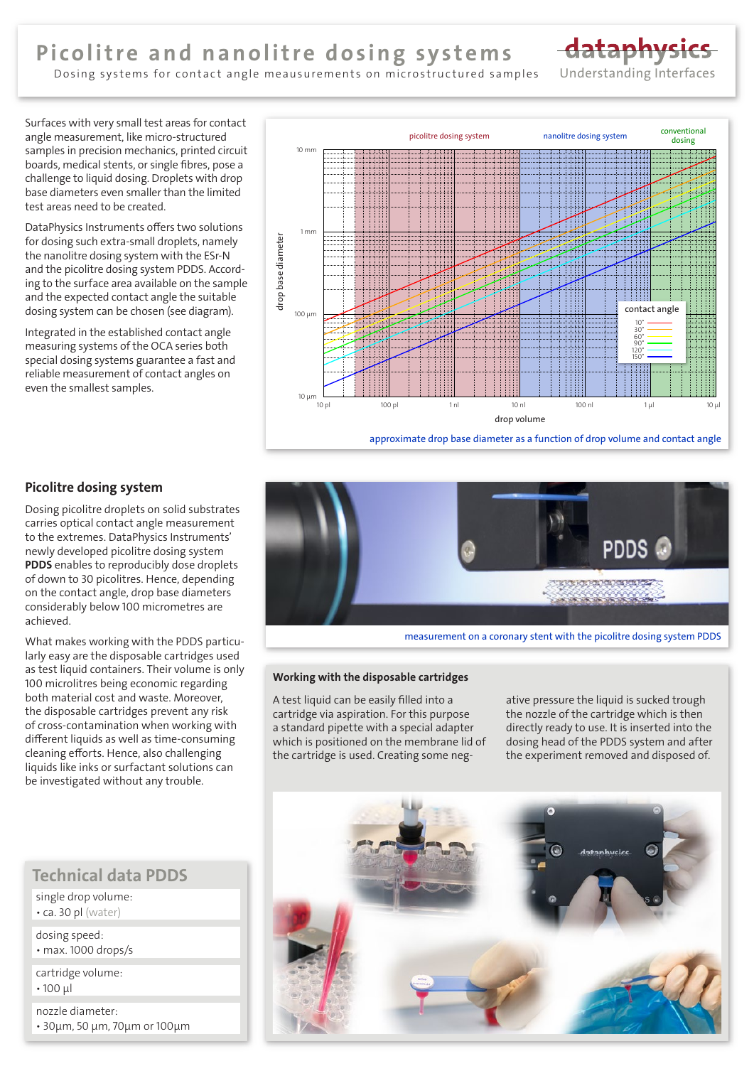# Picolitre and nanolitre dosing systems

Dosing systems for contact angle meausurements on microstructured samples

dataphysics
Understanding Interfaces

Surfaces with very small test areas for contact angle measurement, like micro-structured samples in precision mechanics, printed circuit boards, medical stents, or single fibres, pose a challenge to liquid dosing. Droplets with drop base diameters even smaller than the limited test areas need to be created.

DataPhysics Instruments offers two solutions for dosing such extra-small droplets, namely the nanolitre dosing system with the ESr-N and the picolitre dosing system PDDS. According to the surface area available on the sample and the expected contact angle the suitable dosing system can be chosen (see diagram).

Integrated in the established contact angle measuring systems of the OCA series both special dosing systems guarantee a fast and reliable measurement of contact angles on even the smallest samples.

approximate drop base diameter as a function of drop volume and contact angle

## Picolitre dosing system

Dosing picolitre droplets on solid substrates carries optical contact angle measurement to the extremes. DataPhysics Instruments' newly developed picolitre dosing system **PDDS** enables to reproducibly dose droplets of down to 30 picolitres. Hence, depending on the contact angle, drop base diameters considerably below 100 micrometres are achieved.

What makes working with the PDDS particularly easy are the disposable cartridges used as test liquid containers. Their volume is only 100 microlitres being economic regarding both material cost and waste. Moreover, the disposable cartridges prevent any risk of cross-contamination when working with different liquids as well as time-consuming cleaning efforts. Hence, also challenging liquids like inks or surfactant solutions can be investigated without any trouble.

measurement on a coronary stent with the picolitre dosing system PDDS

### Working with the disposable cartridges

A test liquid can be easily filled into a cartridge via aspiration. For this purpose a standard pipette with a special adapter which is positioned on the membrane lid of the cartridge is used. Creating some negative pressure the liquid is sucked trough the nozzle of the cartridge which is then directly ready to use. It is inserted into the dosing head of the PDDS system and after the experiment removed and disposed of.

## Technical data PDDS

single drop volume:
- ca. 30 pl (water)

dosing speed:
- max. 1000 drops/s

cartridge volume:
- 100 µl

nozzle diameter:
- 30µm, 50 µm, 70µm or 100µm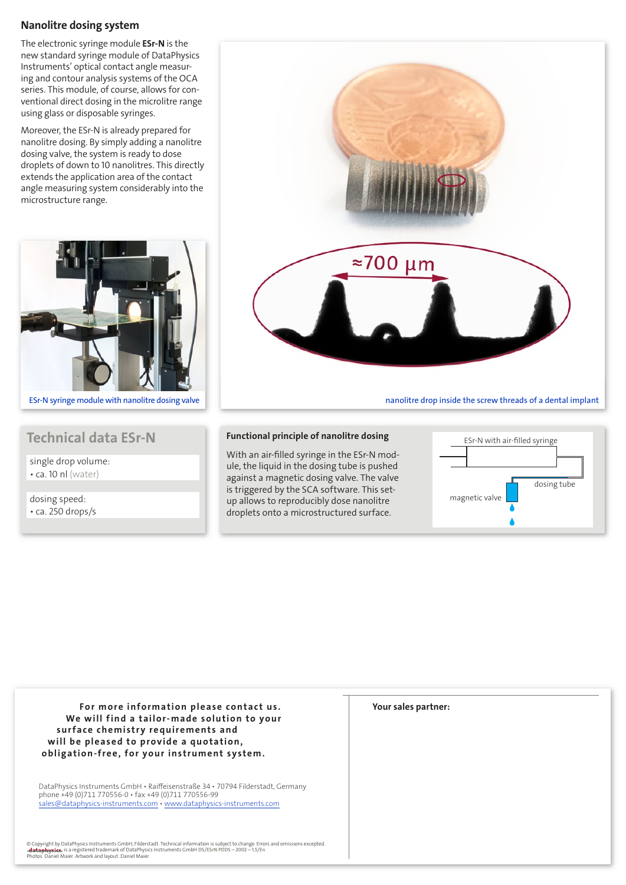## Nanolitre dosing system

The electronic syringe module **ESr-N** is the new standard syringe module of DataPhysics Instruments' optical contact angle measuring and contour analysis systems of the OCA series. This module, of course, allows for conventional direct dosing in the microlitre range using glass or disposable syringes.

Moreover, the ESr-N is already prepared for nanolitre dosing. By simply adding a nanolitre dosing valve, the system is ready to dose droplets of down to 10 nanolitres. This directly extends the application area of the contact angle measuring system considerably into the microstructure range.

ESr-N syringe module with nanolitre dosing valve

≈700 µm

nanolitre drop inside the screw threads of a dental implant

## Technical data ESr-N

single drop volume:
- ca. 10 nl (water)

dosing speed:
- ca. 250 drops/s

### Functional principle of nanolitre dosing

With an air-filled syringe in the ESr-N module, the liquid in the dosing tube is pushed against a magnetic dosing valve. The valve is triggered by the SCA software. This setup allows to reproducibly dose nanolitre droplets onto a microstructured surface.

ESr-N with air-filled syringe

dosing tube

magnetic valve

**For more information please contact us. We will find a tailor-made solution to your surface chemistry requirements and will be pleased to provide a quotation, obligation-free, for your instrument system.**

DataPhysics Instruments GmbH • Raiffeisenstraße 34 • 70794 Filderstadt, Germany
phone +49 (0)711 770556-0 • fax +49 (0)711 770556-99
sales@dataphysics-instruments.com • www.dataphysics-instruments.com

**Your sales partner:**

© Copyright by DataPhysics Instruments GmbH, Filderstadt. Technical information is subject to change. Errors and omissions excepted.
dataphysics is a registered trademark of DataPhysics Instruments GmbH DS/ESrN PDDS – 2002 – 1.5/En
Photos: Daniel Maier. Artwork and layout: Daniel Maier